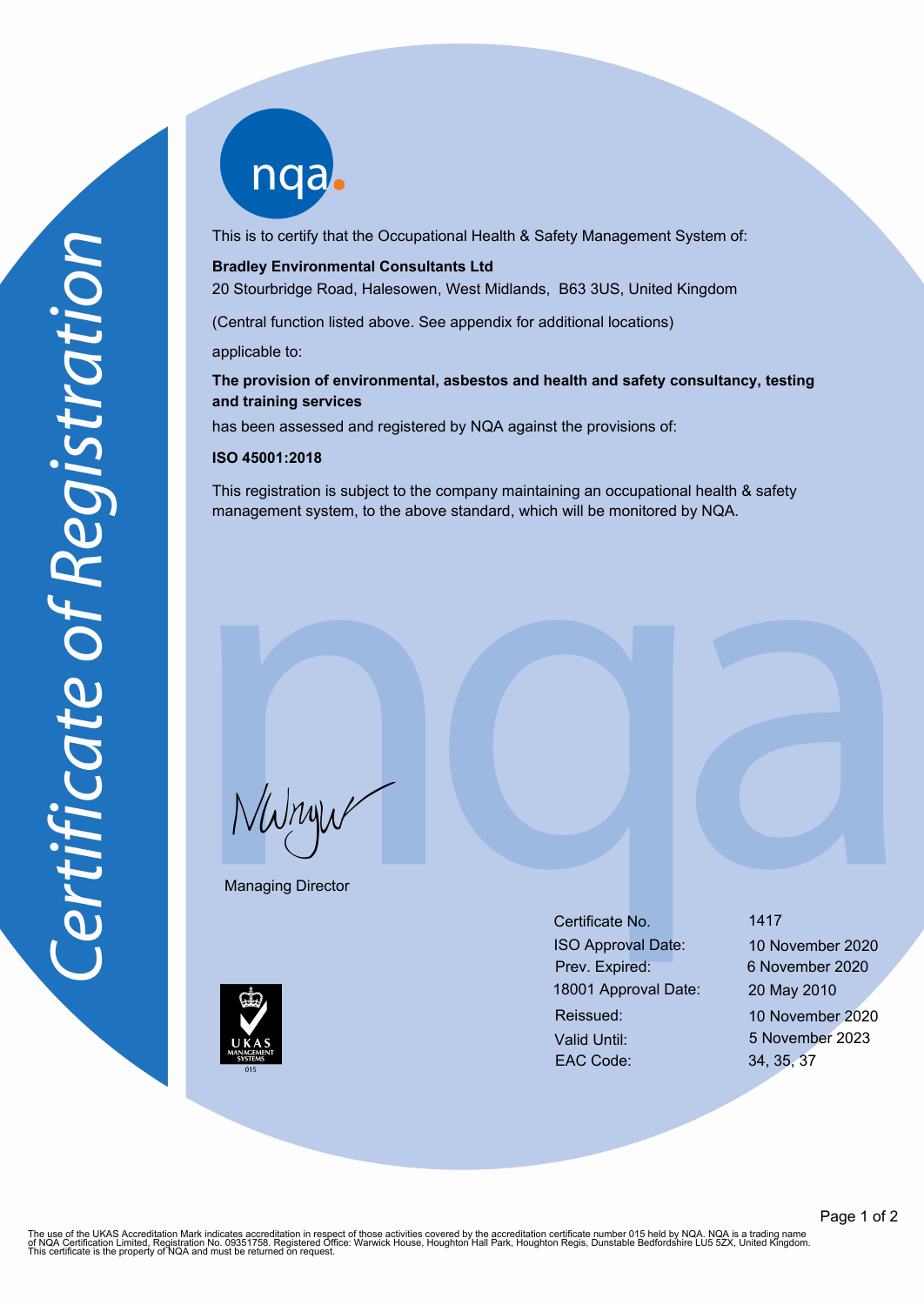# Certificate of Registration

This is to certify that the Occupational Health & Safety Management System of:

**Bradley Environmental Consultants Ltd**
20 Stourbridge Road, Halesowen, West Midlands, B63 3US, United Kingdom

(Central function listed above. See appendix for additional locations)

applicable to:

**The provision of environmental, asbestos and health and safety consultancy, testing and training services**

has been assessed and registered by NQA against the provisions of:

**ISO 45001:2018**

This registration is subject to the company maintaining an occupational health & safety management system, to the above standard, which will be monitored by NQA.

Managing Director

| | |
|---|---|
| Certificate No. | 1417 |
| ISO Approval Date: | 10 November 2020 |
| Prev. Expired: | 6 November 2020 |
| 18001 Approval Date: | 20 May 2010 |
| Reissued: | 10 November 2020 |
| Valid Until: | 5 November 2023 |
| EAC Code: | 34, 35, 37 |

UKAS MANAGEMENT SYSTEMS 015

The use of the UKAS Accreditation Mark indicates accreditation in respect of those activities covered by the accreditation certificate number 015 held by NQA. NQA is a trading name of NQA Certification Limited, Registration No. 09351758. Registered Office: Warwick House, Houghton Hall Park, Houghton Regis, Dunstable Bedfordshire LU5 5ZX, United Kingdom. This certificate is the property of NQA and must be returned on request.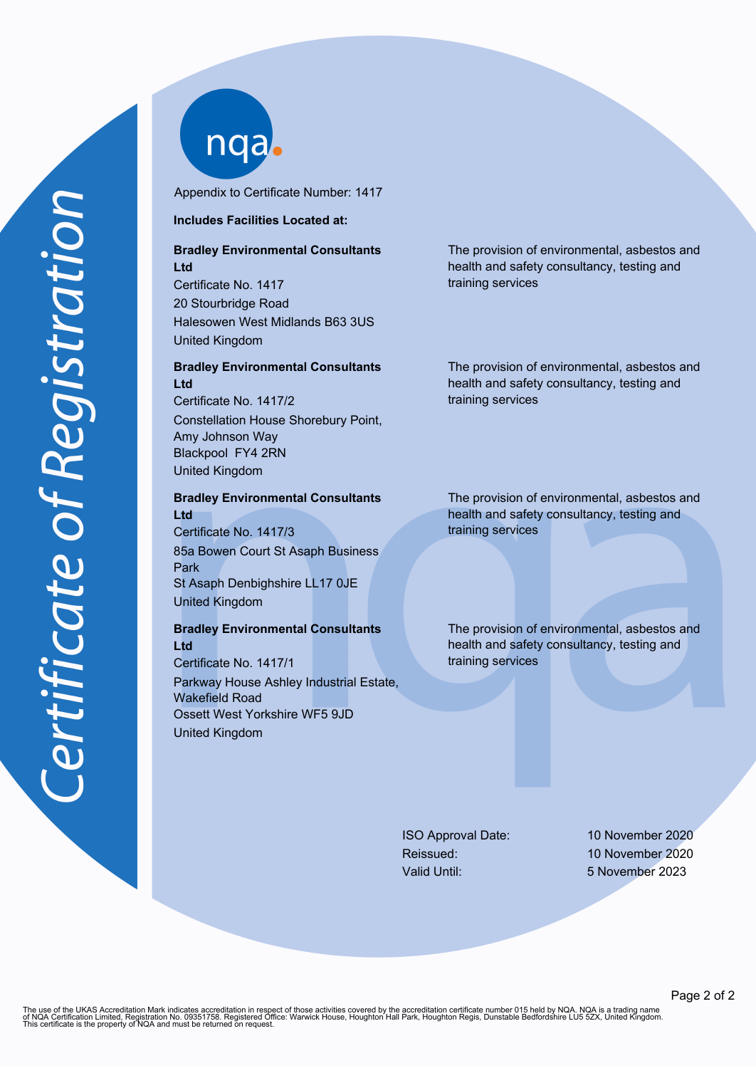Certificate of Registration

Appendix to Certificate Number: 1417

**Includes Facilities Located at:**

| | |
|---|---|
| **Bradley Environmental Consultants Ltd**<br>Certificate No. 1417<br>20 Stourbridge Road<br>Halesowen West Midlands B63 3US<br>United Kingdom | The provision of environmental, asbestos and health and safety consultancy, testing and training services |
| **Bradley Environmental Consultants Ltd**<br>Certificate No. 1417/2<br>Constellation House Shorebury Point, Amy Johnson Way<br>Blackpool FY4 2RN<br>United Kingdom | The provision of environmental, asbestos and health and safety consultancy, testing and training services |
| **Bradley Environmental Consultants Ltd**<br>Certificate No. 1417/3<br>85a Bowen Court St Asaph Business Park<br>St Asaph Denbighshire LL17 0JE<br>United Kingdom | The provision of environmental, asbestos and health and safety consultancy, testing and training services |
| **Bradley Environmental Consultants Ltd**<br>Certificate No. 1417/1<br>Parkway House Ashley Industrial Estate, Wakefield Road<br>Ossett West Yorkshire WF5 9JD<br>United Kingdom | The provision of environmental, asbestos and health and safety consultancy, testing and training services |

| | |
|---|---|
| ISO Approval Date: | 10 November 2020 |
| Reissued: | 10 November 2020 |
| Valid Until: | 5 November 2023 |

The use of the UKAS Accreditation Mark indicates accreditation in respect of those activities covered by the accreditation certificate number 015 held by NQA. NQA is a trading name of NQA Certification Limited, Registration No. 09351758. Registered Office: Warwick House, Houghton Hall Park, Houghton Regis, Dunstable Bedfordshire LU5 5ZX, United Kingdom. This certificate is the property of NQA and must be returned on request.